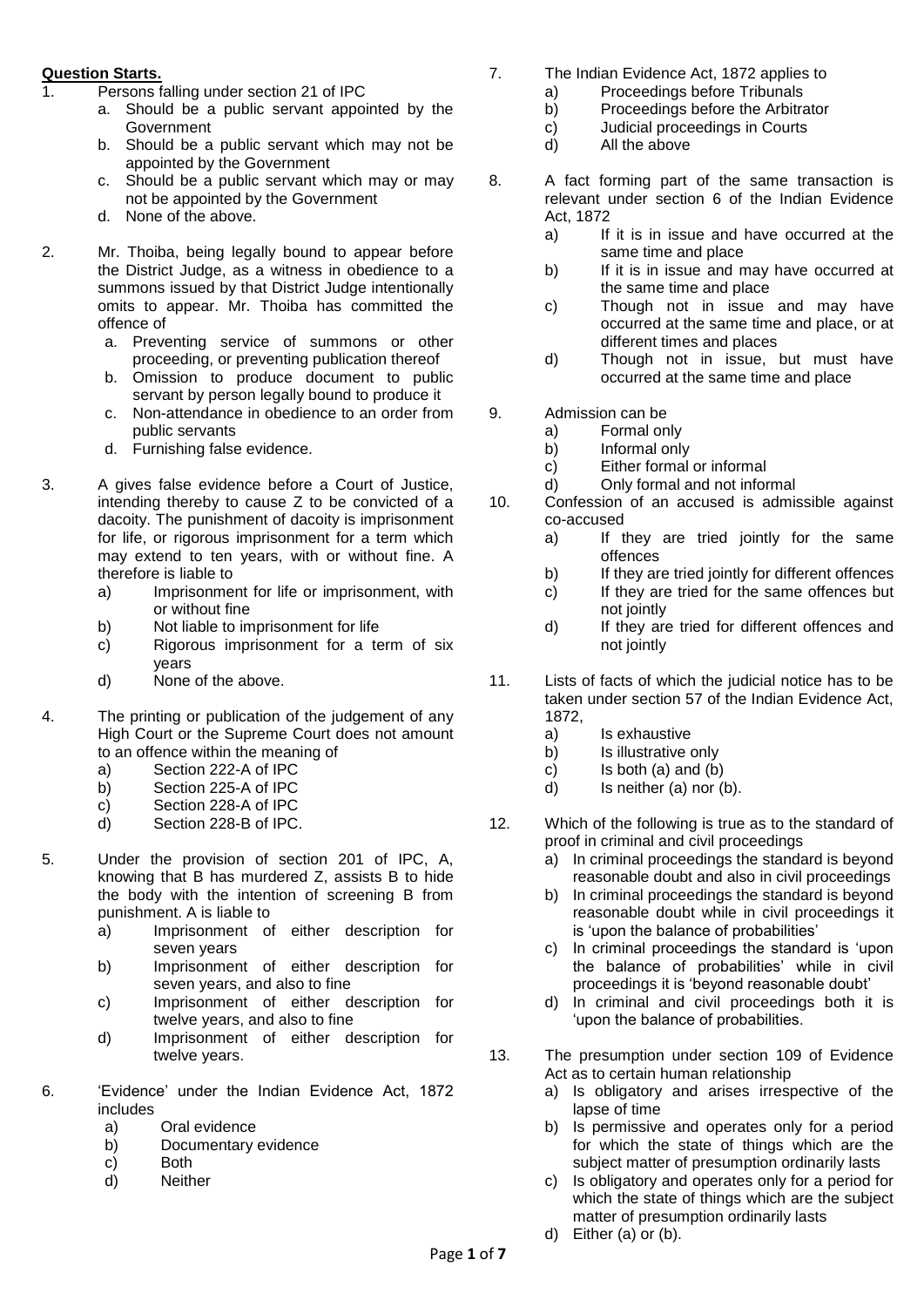**Question Starts.**

1. Persons falling under section 21 of IPC
   a. Should be a public servant appointed by the Government
   b. Should be a public servant which may not be appointed by the Government
   c. Should be a public servant which may or may not be appointed by the Government
   d. None of the above.

2. Mr. Thoiba, being legally bound to appear before the District Judge, as a witness in obedience to a summons issued by that District Judge intentionally omits to appear. Mr. Thoiba has committed the offence of
   a. Preventing service of summons or other proceeding, or preventing publication thereof
   b. Omission to produce document to public servant by person legally bound to produce it
   c. Non-attendance in obedience to an order from public servants
   d. Furnishing false evidence.

3. A gives false evidence before a Court of Justice, intending thereby to cause Z to be convicted of a dacoity. The punishment of dacoity is imprisonment for life, or rigorous imprisonment for a term which may extend to ten years, with or without fine. A therefore is liable to
   a) Imprisonment for life or imprisonment, with or without fine
   b) Not liable to imprisonment for life
   c) Rigorous imprisonment for a term of six years
   d) None of the above.

4. The printing or publication of the judgement of any High Court or the Supreme Court does not amount to an offence within the meaning of
   a) Section 222-A of IPC
   b) Section 225-A of IPC
   c) Section 228-A of IPC
   d) Section 228-B of IPC.

5. Under the provision of section 201 of IPC, A, knowing that B has murdered Z, assists B to hide the body with the intention of screening B from punishment. A is liable to
   a) Imprisonment of either description for seven years
   b) Imprisonment of either description for seven years, and also to fine
   c) Imprisonment of either description for twelve years, and also to fine
   d) Imprisonment of either description for twelve years.

6. 'Evidence' under the Indian Evidence Act, 1872 includes
   a) Oral evidence
   b) Documentary evidence
   c) Both
   d) Neither

7. The Indian Evidence Act, 1872 applies to
   a) Proceedings before Tribunals
   b) Proceedings before the Arbitrator
   c) Judicial proceedings in Courts
   d) All the above

8. A fact forming part of the same transaction is relevant under section 6 of the Indian Evidence Act, 1872
   a) If it is in issue and have occurred at the same time and place
   b) If it is in issue and may have occurred at the same time and place
   c) Though not in issue and may have occurred at the same time and place, or at different times and places
   d) Though not in issue, but must have occurred at the same time and place

9. Admission can be
   a) Formal only
   b) Informal only
   c) Either formal or informal
   d) Only formal and not informal

10. Confession of an accused is admissible against co-accused
    a) If they are tried jointly for the same offences
    b) If they are tried jointly for different offences
    c) If they are tried for the same offences but not jointly
    d) If they are tried for different offences and not jointly

11. Lists of facts of which the judicial notice has to be taken under section 57 of the Indian Evidence Act, 1872,
    a) Is exhaustive
    b) Is illustrative only
    c) Is both (a) and (b)
    d) Is neither (a) nor (b).

12. Which of the following is true as to the standard of proof in criminal and civil proceedings
    a) In criminal proceedings the standard is beyond reasonable doubt and also in civil proceedings
    b) In criminal proceedings the standard is beyond reasonable doubt while in civil proceedings it is 'upon the balance of probabilities'
    c) In criminal proceedings the standard is 'upon the balance of probabilities' while in civil proceedings it is 'beyond reasonable doubt'
    d) In criminal and civil proceedings both it is 'upon the balance of probabilities.

13. The presumption under section 109 of Evidence Act as to certain human relationship
    a) Is obligatory and arises irrespective of the lapse of time
    b) Is permissive and operates only for a period for which the state of things which are the subject matter of presumption ordinarily lasts
    c) Is obligatory and operates only for a period for which the state of things which are the subject matter of presumption ordinarily lasts
    d) Either (a) or (b).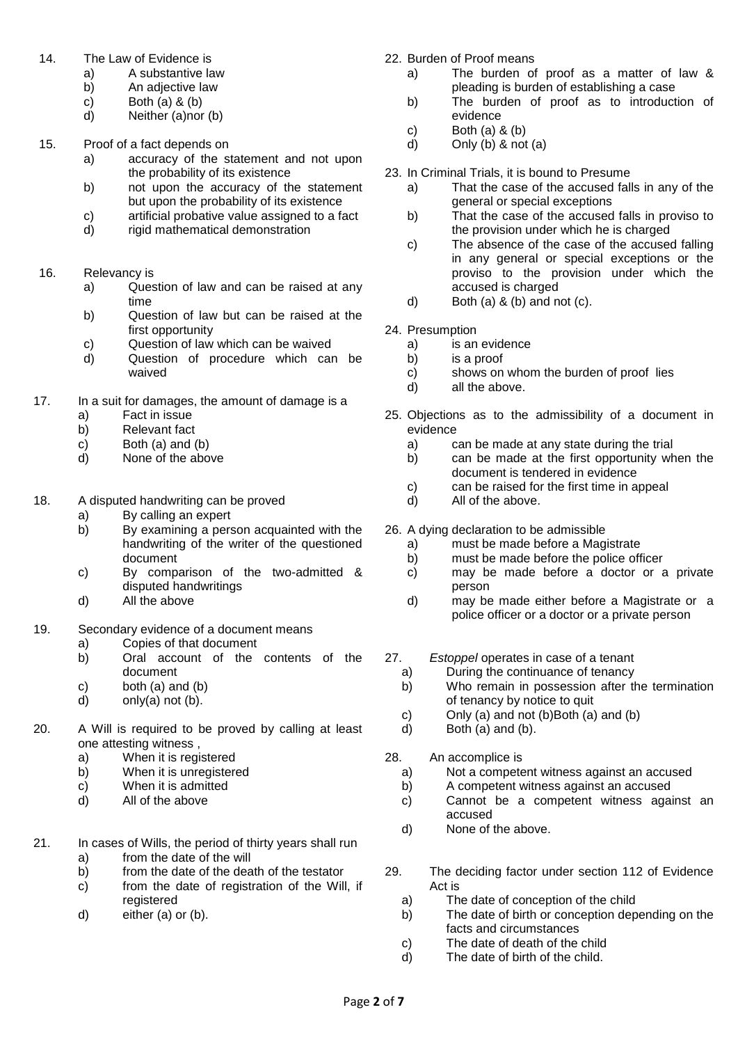14. The Law of Evidence is
    a) A substantive law
    b) An adjective law
    c) Both (a) & (b)
    d) Neither (a)nor (b)

15. Proof of a fact depends on
    a) accuracy of the statement and not upon the probability of its existence
    b) not upon the accuracy of the statement but upon the probability of its existence
    c) artificial probative value assigned to a fact
    d) rigid mathematical demonstration

16. Relevancy is
    a) Question of law and can be raised at any time
    b) Question of law but can be raised at the first opportunity
    c) Question of law which can be waived
    d) Question of procedure which can be waived

17. In a suit for damages, the amount of damage is a
    a) Fact in issue
    b) Relevant fact
    c) Both (a) and (b)
    d) None of the above

18. A disputed handwriting can be proved
    a) By calling an expert
    b) By examining a person acquainted with the handwriting of the writer of the questioned document
    c) By comparison of the two-admitted & disputed handwritings
    d) All the above

19. Secondary evidence of a document means
    a) Copies of that document
    b) Oral account of the contents of the document
    c) both (a) and (b)
    d) only(a) not (b).

20. A Will is required to be proved by calling at least one attesting witness ,
    a) When it is registered
    b) When it is unregistered
    c) When it is admitted
    d) All of the above

21. In cases of Wills, the period of thirty years shall run
    a) from the date of the will
    b) from the date of the death of the testator
    c) from the date of registration of the Will, if registered
    d) either (a) or (b).

22. Burden of Proof means
    a) The burden of proof as a matter of law & pleading is burden of establishing a case
    b) The burden of proof as to introduction of evidence
    c) Both (a) & (b)
    d) Only (b) & not (a)

23. In Criminal Trials, it is bound to Presume
    a) That the case of the accused falls in any of the general or special exceptions
    b) That the case of the accused falls in proviso to the provision under which he is charged
    c) The absence of the case of the accused falling in any general or special exceptions or the proviso to the provision under which the accused is charged
    d) Both (a) & (b) and not (c).

24. Presumption
    a) is an evidence
    b) is a proof
    c) shows on whom the burden of proof lies
    d) all the above.

25. Objections as to the admissibility of a document in evidence
    a) can be made at any state during the trial
    b) can be made at the first opportunity when the document is tendered in evidence
    c) can be raised for the first time in appeal
    d) All of the above.

26. A dying declaration to be admissible
    a) must be made before a Magistrate
    b) must be made before the police officer
    c) may be made before a doctor or a private person
    d) may be made either before a Magistrate or a police officer or a doctor or a private person

27. *Estoppel* operates in case of a tenant
    a) During the continuance of tenancy
    b) Who remain in possession after the termination of tenancy by notice to quit
    c) Only (a) and not (b)Both (a) and (b)
    d) Both (a) and (b).

28. An accomplice is
    a) Not a competent witness against an accused
    b) A competent witness against an accused
    c) Cannot be a competent witness against an accused
    d) None of the above.

29. The deciding factor under section 112 of Evidence Act is
    a) The date of conception of the child
    b) The date of birth or conception depending on the facts and circumstances
    c) The date of death of the child
    d) The date of birth of the child.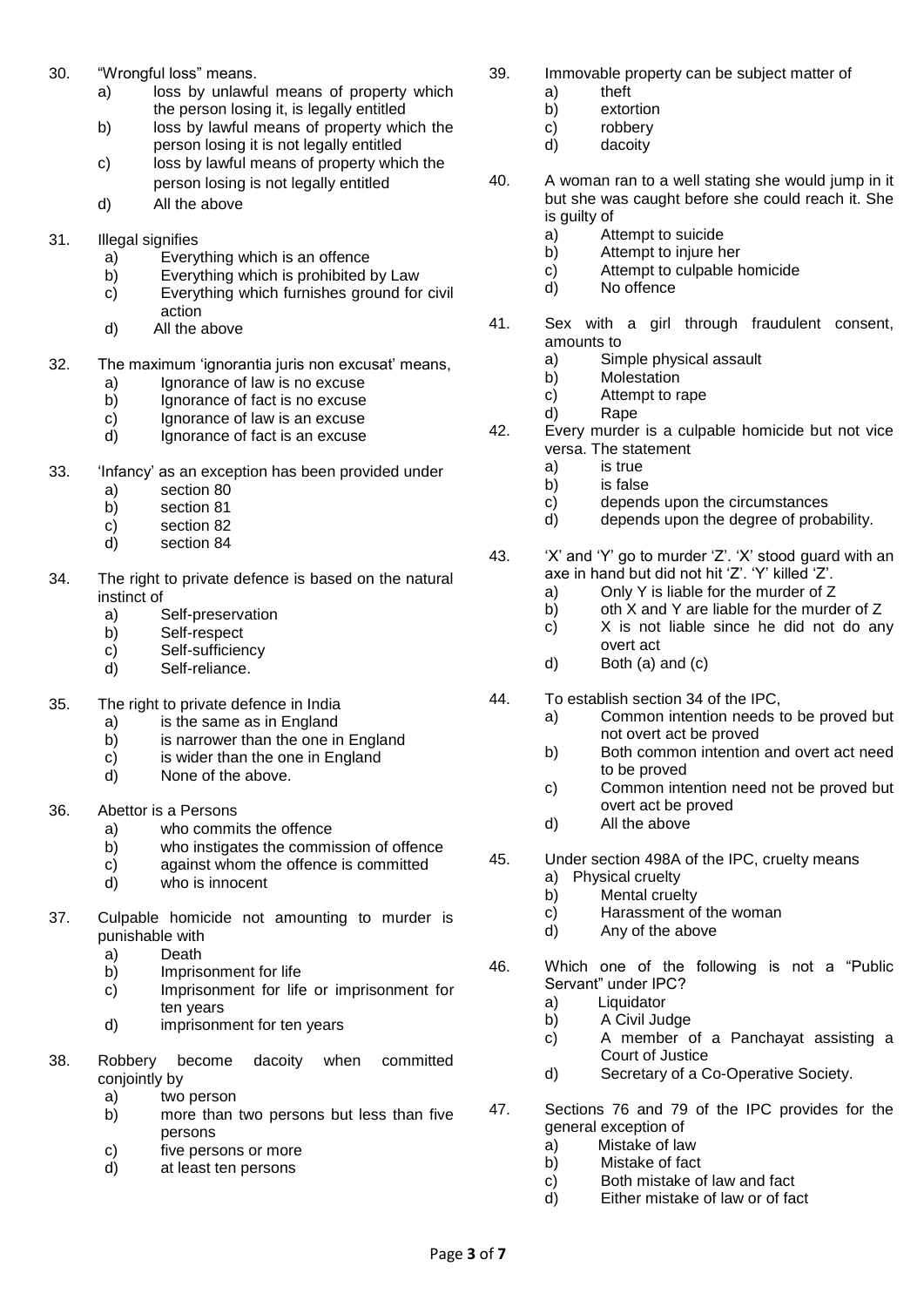30. "Wrongful loss" means.
    a) loss by unlawful means of property which the person losing it, is legally entitled
    b) loss by lawful means of property which the person losing it is not legally entitled
    c) loss by lawful means of property which the person losing is not legally entitled
    d) All the above

31. Illegal signifies
    a) Everything which is an offence
    b) Everything which is prohibited by Law
    c) Everything which furnishes ground for civil action
    d) All the above

32. The maximum 'ignorantia juris non excusat' means,
    a) Ignorance of law is no excuse
    b) Ignorance of fact is no excuse
    c) Ignorance of law is an excuse
    d) Ignorance of fact is an excuse

33. 'Infancy' as an exception has been provided under
    a) section 80
    b) section 81
    c) section 82
    d) section 84

34. The right to private defence is based on the natural instinct of
    a) Self-preservation
    b) Self-respect
    c) Self-sufficiency
    d) Self-reliance.

35. The right to private defence in India
    a) is the same as in England
    b) is narrower than the one in England
    c) is wider than the one in England
    d) None of the above.

36. Abettor is a Persons
    a) who commits the offence
    b) who instigates the commission of offence
    c) against whom the offence is committed
    d) who is innocent

37. Culpable homicide not amounting to murder is punishable with
    a) Death
    b) Imprisonment for life
    c) Imprisonment for life or imprisonment for ten years
    d) imprisonment for ten years

38. Robbery become dacoity when committed conjointly by
    a) two person
    b) more than two persons but less than five persons
    c) five persons or more
    d) at least ten persons

39. Immovable property can be subject matter of
    a) theft
    b) extortion
    c) robbery
    d) dacoity

40. A woman ran to a well stating she would jump in it but she was caught before she could reach it. She is guilty of
    a) Attempt to suicide
    b) Attempt to injure her
    c) Attempt to culpable homicide
    d) No offence

41. Sex with a girl through fraudulent consent, amounts to
    a) Simple physical assault
    b) Molestation
    c) Attempt to rape
    d) Rape

42. Every murder is a culpable homicide but not vice versa. The statement
    a) is true
    b) is false
    c) depends upon the circumstances
    d) depends upon the degree of probability.

43. 'X' and 'Y' go to murder 'Z'. 'X' stood guard with an axe in hand but did not hit 'Z'. 'Y' killed 'Z'.
    a) Only Y is liable for the murder of Z
    b) oth X and Y are liable for the murder of Z
    c) X is not liable since he did not do any overt act
    d) Both (a) and (c)

44. To establish section 34 of the IPC,
    a) Common intention needs to be proved but not overt act be proved
    b) Both common intention and overt act need to be proved
    c) Common intention need not be proved but overt act be proved
    d) All the above

45. Under section 498A of the IPC, cruelty means
    a) Physical cruelty
    b) Mental cruelty
    c) Harassment of the woman
    d) Any of the above

46. Which one of the following is not a "Public Servant" under IPC?
    a) Liquidator
    b) A Civil Judge
    c) A member of a Panchayat assisting a Court of Justice
    d) Secretary of a Co-Operative Society.

47. Sections 76 and 79 of the IPC provides for the general exception of
    a) Mistake of law
    b) Mistake of fact
    c) Both mistake of law and fact
    d) Either mistake of law or of fact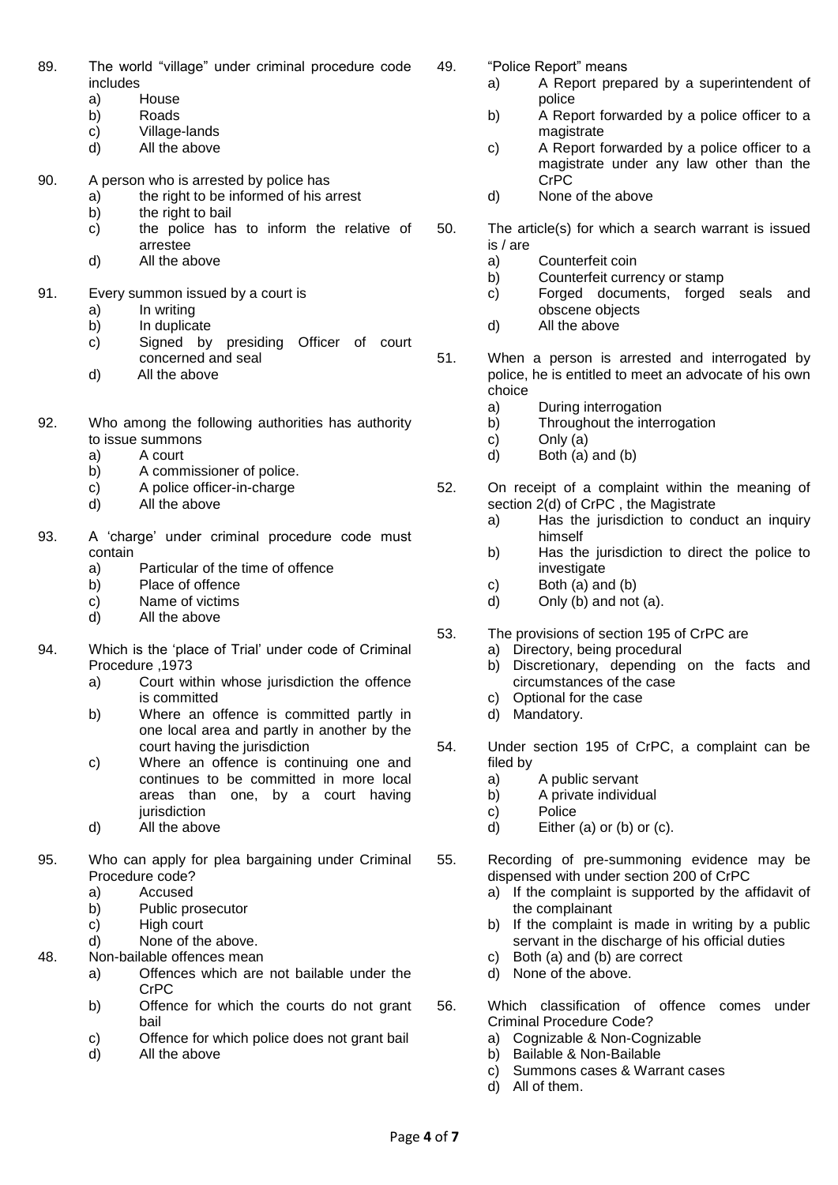89. The world "village" under criminal procedure code includes
   a) House
   b) Roads
   c) Village-lands
   d) All the above

90. A person who is arrested by police has
   a) the right to be informed of his arrest
   b) the right to bail
   c) the police has to inform the relative of arrestee
   d) All the above

91. Every summon issued by a court is
   a) In writing
   b) In duplicate
   c) Signed by presiding Officer of court concerned and seal
   d) All the above

92. Who among the following authorities has authority to issue summons
   a) A court
   b) A commissioner of police.
   c) A police officer-in-charge
   d) All the above

93. A 'charge' under criminal procedure code must contain
   a) Particular of the time of offence
   b) Place of offence
   c) Name of victims
   d) All the above

94. Which is the 'place of Trial' under code of Criminal Procedure ,1973
   a) Court within whose jurisdiction the offence is committed
   b) Where an offence is committed partly in one local area and partly in another by the court having the jurisdiction
   c) Where an offence is continuing one and continues to be committed in more local areas than one, by a court having jurisdiction
   d) All the above

95. Who can apply for plea bargaining under Criminal Procedure code?
   a) Accused
   b) Public prosecutor
   c) High court
   d) None of the above.

48. Non-bailable offences mean
   a) Offences which are not bailable under the CrPC
   b) Offence for which the courts do not grant bail
   c) Offence for which police does not grant bail
   d) All the above

49. "Police Report" means
   a) A Report prepared by a superintendent of police
   b) A Report forwarded by a police officer to a magistrate
   c) A Report forwarded by a police officer to a magistrate under any law other than the CrPC
   d) None of the above

50. The article(s) for which a search warrant is issued is / are
   a) Counterfeit coin
   b) Counterfeit currency or stamp
   c) Forged documents, forged seals and obscene objects
   d) All the above

51. When a person is arrested and interrogated by police, he is entitled to meet an advocate of his own choice
   a) During interrogation
   b) Throughout the interrogation
   c) Only (a)
   d) Both (a) and (b)

52. On receipt of a complaint within the meaning of section 2(d) of CrPC , the Magistrate
   a) Has the jurisdiction to conduct an inquiry himself
   b) Has the jurisdiction to direct the police to investigate
   c) Both (a) and (b)
   d) Only (b) and not (a).

53. The provisions of section 195 of CrPC are
   a) Directory, being procedural
   b) Discretionary, depending on the facts and circumstances of the case
   c) Optional for the case
   d) Mandatory.

54. Under section 195 of CrPC, a complaint can be filed by
   a) A public servant
   b) A private individual
   c) Police
   d) Either (a) or (b) or (c).

55. Recording of pre-summoning evidence may be dispensed with under section 200 of CrPC
   a) If the complaint is supported by the affidavit of the complainant
   b) If the complaint is made in writing by a public servant in the discharge of his official duties
   c) Both (a) and (b) are correct
   d) None of the above.

56. Which classification of offence comes under Criminal Procedure Code?
   a) Cognizable & Non-Cognizable
   b) Bailable & Non-Bailable
   c) Summons cases & Warrant cases
   d) All of them.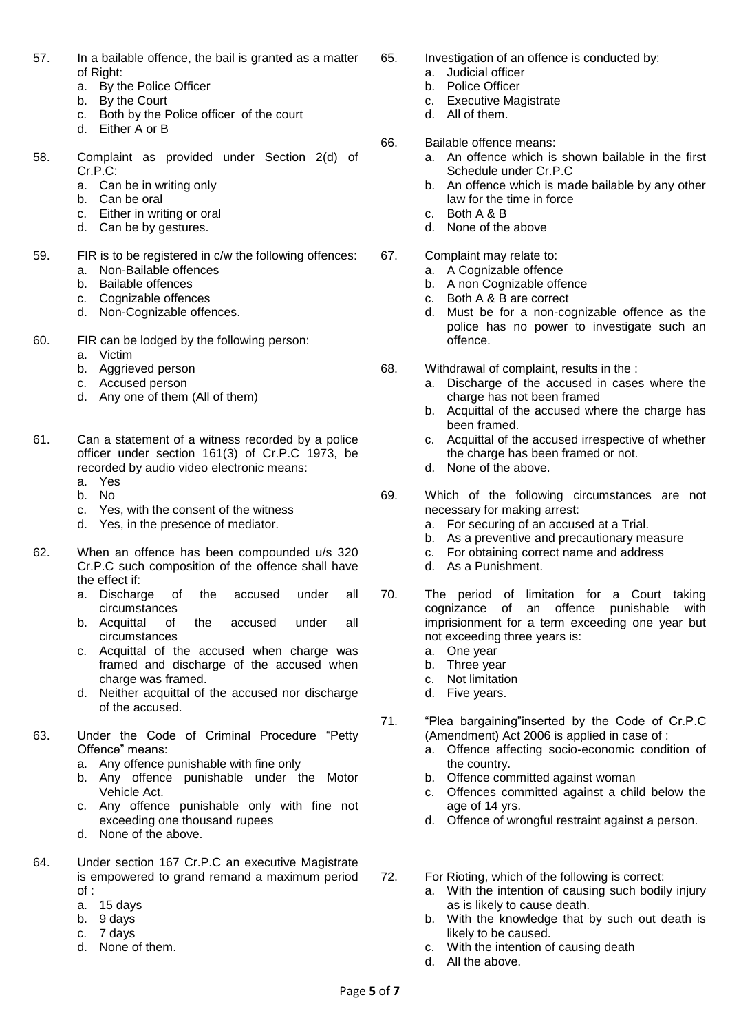57. In a bailable offence, the bail is granted as a matter of Right:
    a. By the Police Officer
    b. By the Court
    c. Both by the Police officer of the court
    d. Either A or B

58. Complaint as provided under Section 2(d) of Cr.P.C:
    a. Can be in writing only
    b. Can be oral
    c. Either in writing or oral
    d. Can be by gestures.

59. FIR is to be registered in c/w the following offences:
    a. Non-Bailable offences
    b. Bailable offences
    c. Cognizable offences
    d. Non-Cognizable offences.

60. FIR can be lodged by the following person:
    a. Victim
    b. Aggrieved person
    c. Accused person
    d. Any one of them (All of them)

61. Can a statement of a witness recorded by a police officer under section 161(3) of Cr.P.C 1973, be recorded by audio video electronic means:
    a. Yes
    b. No
    c. Yes, with the consent of the witness
    d. Yes, in the presence of mediator.

62. When an offence has been compounded u/s 320 Cr.P.C such composition of the offence shall have the effect if:
    a. Discharge of the accused under all circumstances
    b. Acquittal of the accused under all circumstances
    c. Acquittal of the accused when charge was framed and discharge of the accused when charge was framed.
    d. Neither acquittal of the accused nor discharge of the accused.

63. Under the Code of Criminal Procedure "Petty Offence" means:
    a. Any offence punishable with fine only
    b. Any offence punishable under the Motor Vehicle Act.
    c. Any offence punishable only with fine not exceeding one thousand rupees
    d. None of the above.

64. Under section 167 Cr.P.C an executive Magistrate is empowered to grand remand a maximum period of :
    a. 15 days
    b. 9 days
    c. 7 days
    d. None of them.

65. Investigation of an offence is conducted by:
    a. Judicial officer
    b. Police Officer
    c. Executive Magistrate
    d. All of them.

66. Bailable offence means:
    a. An offence which is shown bailable in the first Schedule under Cr.P.C
    b. An offence which is made bailable by any other law for the time in force
    c. Both A & B
    d. None of the above

67. Complaint may relate to:
    a. A Cognizable offence
    b. A non Cognizable offence
    c. Both A & B are correct
    d. Must be for a non-cognizable offence as the police has no power to investigate such an offence.

68. Withdrawal of complaint, results in the :
    a. Discharge of the accused in cases where the charge has not been framed
    b. Acquittal of the accused where the charge has been framed.
    c. Acquittal of the accused irrespective of whether the charge has been framed or not.
    d. None of the above.

69. Which of the following circumstances are not necessary for making arrest:
    a. For securing of an accused at a Trial.
    b. As a preventive and precautionary measure
    c. For obtaining correct name and address
    d. As a Punishment.

70. The period of limitation for a Court taking cognizance of an offence punishable with imprisionment for a term exceeding one year but not exceeding three years is:
    a. One year
    b. Three year
    c. Not limitation
    d. Five years.

71. "Plea bargaining"inserted by the Code of Cr.P.C (Amendment) Act 2006 is applied in case of :
    a. Offence affecting socio-economic condition of the country.
    b. Offence committed against woman
    c. Offences committed against a child below the age of 14 yrs.
    d. Offence of wrongful restraint against a person.

72. For Rioting, which of the following is correct:
    a. With the intention of causing such bodily injury as is likely to cause death.
    b. With the knowledge that by such out death is likely to be caused.
    c. With the intention of causing death
    d. All the above.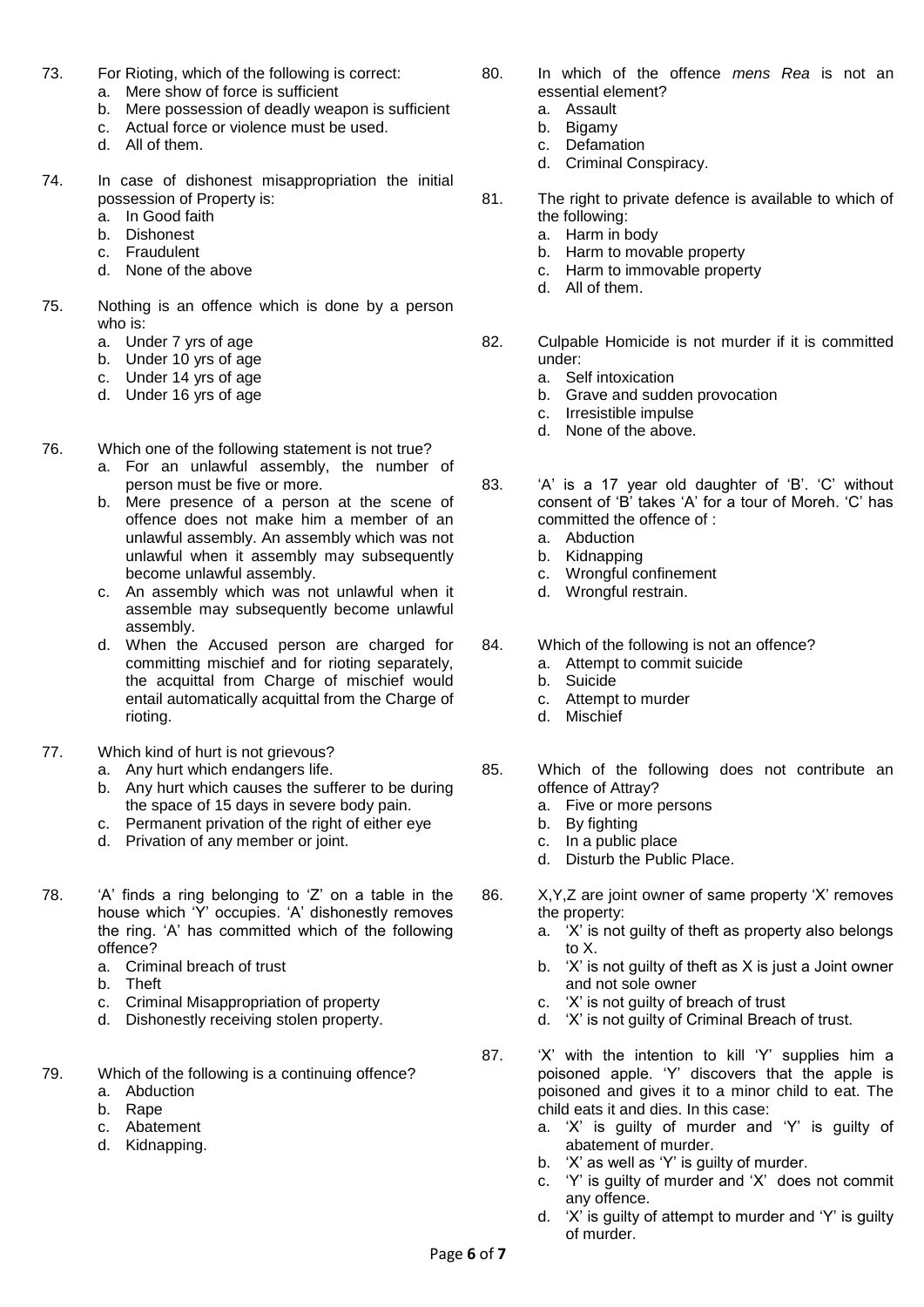73. For Rioting, which of the following is correct:
    a. Mere show of force is sufficient
    b. Mere possession of deadly weapon is sufficient
    c. Actual force or violence must be used.
    d. All of them.

74. In case of dishonest misappropriation the initial possession of Property is:
    a. In Good faith
    b. Dishonest
    c. Fraudulent
    d. None of the above

75. Nothing is an offence which is done by a person who is:
    a. Under 7 yrs of age
    b. Under 10 yrs of age
    c. Under 14 yrs of age
    d. Under 16 yrs of age

76. Which one of the following statement is not true?
    a. For an unlawful assembly, the number of person must be five or more.
    b. Mere presence of a person at the scene of offence does not make him a member of an unlawful assembly. An assembly which was not unlawful when it assembly may subsequently become unlawful assembly.
    c. An assembly which was not unlawful when it assemble may subsequently become unlawful assembly.
    d. When the Accused person are charged for committing mischief and for rioting separately, the acquittal from Charge of mischief would entail automatically acquittal from the Charge of rioting.

77. Which kind of hurt is not grievous?
    a. Any hurt which endangers life.
    b. Any hurt which causes the sufferer to be during the space of 15 days in severe body pain.
    c. Permanent privation of the right of either eye
    d. Privation of any member or joint.

78. 'A' finds a ring belonging to 'Z' on a table in the house which 'Y' occupies. 'A' dishonestly removes the ring. 'A' has committed which of the following offence?
    a. Criminal breach of trust
    b. Theft
    c. Criminal Misappropriation of property
    d. Dishonestly receiving stolen property.

79. Which of the following is a continuing offence?
    a. Abduction
    b. Rape
    c. Abatement
    d. Kidnapping.

80. In which of the offence *mens Rea* is not an essential element?
    a. Assault
    b. Bigamy
    c. Defamation
    d. Criminal Conspiracy.

81. The right to private defence is available to which of the following:
    a. Harm in body
    b. Harm to movable property
    c. Harm to immovable property
    d. All of them.

82. Culpable Homicide is not murder if it is committed under:
    a. Self intoxication
    b. Grave and sudden provocation
    c. Irresistible impulse
    d. None of the above.

83. 'A' is a 17 year old daughter of 'B'. 'C' without consent of 'B' takes 'A' for a tour of Moreh. 'C' has committed the offence of :
    a. Abduction
    b. Kidnapping
    c. Wrongful confinement
    d. Wrongful restrain.

84. Which of the following is not an offence?
    a. Attempt to commit suicide
    b. Suicide
    c. Attempt to murder
    d. Mischief

85. Which of the following does not contribute an offence of Attray?
    a. Five or more persons
    b. By fighting
    c. In a public place
    d. Disturb the Public Place.

86. X,Y,Z are joint owner of same property 'X' removes the property:
    a. 'X' is not guilty of theft as property also belongs to X.
    b. 'X' is not guilty of theft as X is just a Joint owner and not sole owner
    c. 'X' is not guilty of breach of trust
    d. 'X' is not guilty of Criminal Breach of trust.

87. 'X' with the intention to kill 'Y' supplies him a poisoned apple. 'Y' discovers that the apple is poisoned and gives it to a minor child to eat. The child eats it and dies. In this case:
    a. 'X' is guilty of murder and 'Y' is guilty of abatement of murder.
    b. 'X' as well as 'Y' is guilty of murder.
    c. 'Y' is guilty of murder and 'X' does not commit any offence.
    d. 'X' is guilty of attempt to murder and 'Y' is guilty of murder.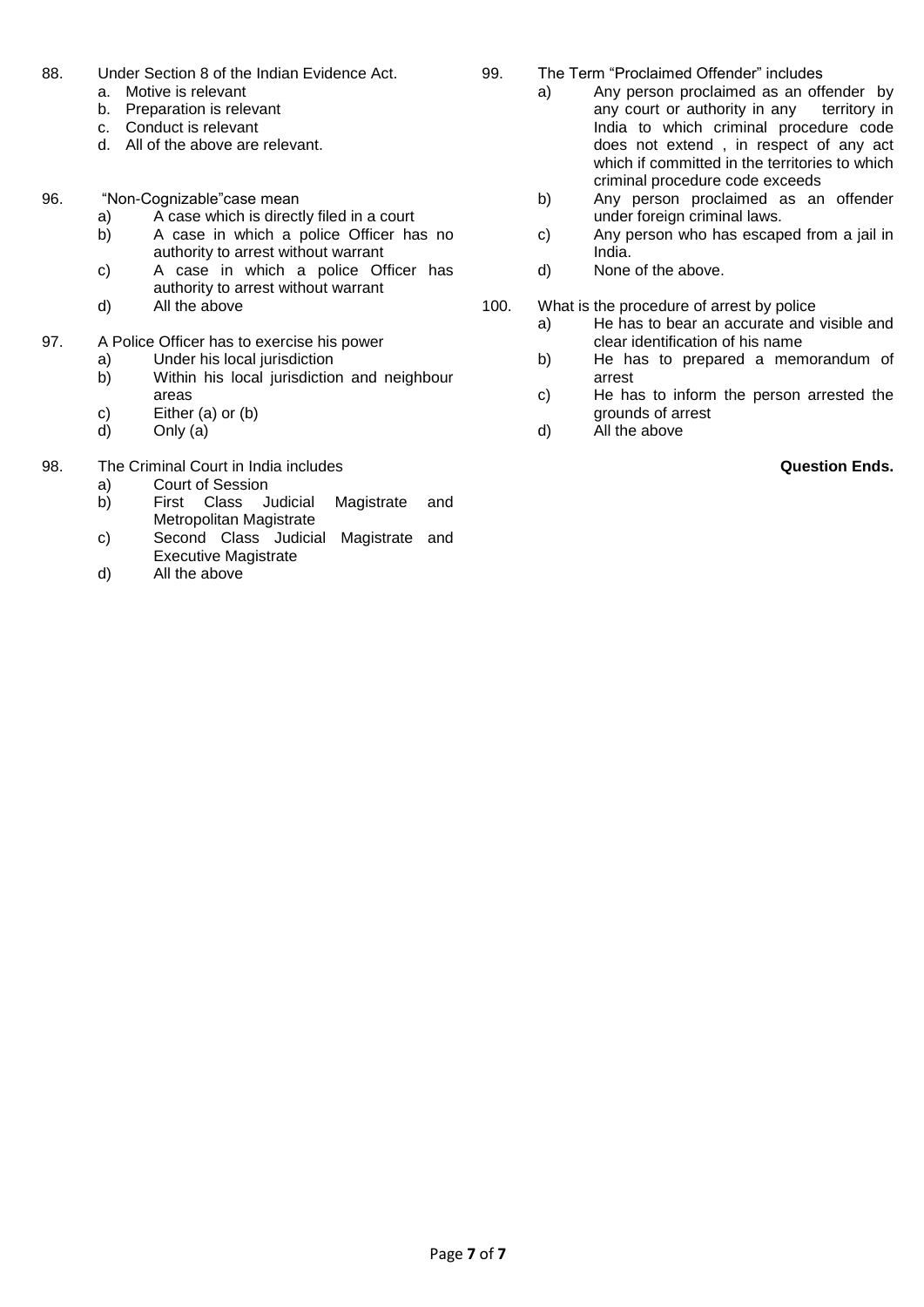88. Under Section 8 of the Indian Evidence Act.
    a. Motive is relevant
    b. Preparation is relevant
    c. Conduct is relevant
    d. All of the above are relevant.

96. "Non-Cognizable"case mean
    a) A case which is directly filed in a court
    b) A case in which a police Officer has no authority to arrest without warrant
    c) A case in which a police Officer has authority to arrest without warrant
    d) All the above

97. A Police Officer has to exercise his power
    a) Under his local jurisdiction
    b) Within his local jurisdiction and neighbour areas
    c) Either (a) or (b)
    d) Only (a)

98. The Criminal Court in India includes
    a) Court of Session
    b) First Class Judicial Magistrate and Metropolitan Magistrate
    c) Second Class Judicial Magistrate and Executive Magistrate
    d) All the above

99. The Term "Proclaimed Offender" includes
    a) Any person proclaimed as an offender by any court or authority in any territory in India to which criminal procedure code does not extend , in respect of any act which if committed in the territories to which criminal procedure code exceeds
    b) Any person proclaimed as an offender under foreign criminal laws.
    c) Any person who has escaped from a jail in India.
    d) None of the above.

100. What is the procedure of arrest by police
    a) He has to bear an accurate and visible and clear identification of his name
    b) He has to prepared a memorandum of arrest
    c) He has to inform the person arrested the grounds of arrest
    d) All the above

**Question Ends.**